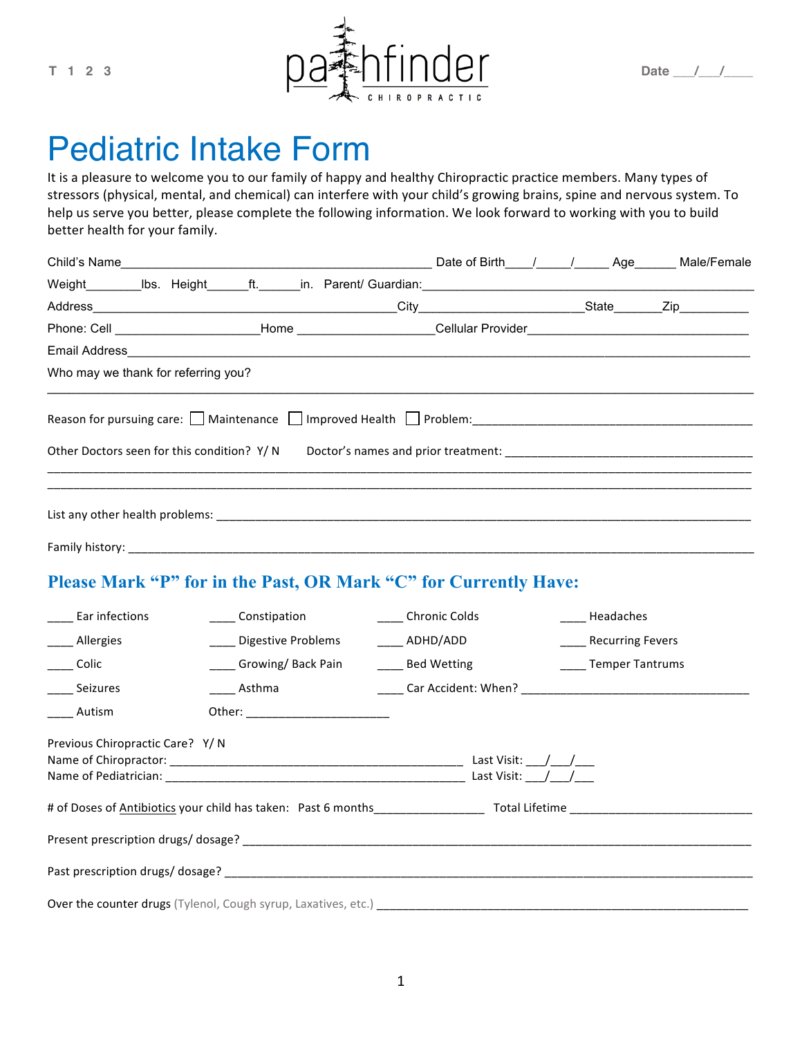T 1 2 3 **pathfinder** CHIROPRACTIC Date ___/___/____

# Pediatric Intake Form

It is a pleasure to welcome you to our family of happy and healthy Chiropractic practice members. Many types of stressors (physical, mental, and chemical) can interfere with your child's growing brains, spine and nervous system. To help us serve you better, please complete the following information. We look forward to working with you to build better health for your family.

Child's Name_____________________________________________ Date of Birth____/_____/_____ Age______ Male/Female

Weight________lbs. Height______ft.______in. Parent/ Guardian:_________________________________________________

Address_____________________________________________City_______________________State_______Zip__________

Phone: Cell _____________________Home ____________________Cellular Provider________________________________

Email Address_________________________________________________________________________________________

Who may we thank for referring you?

_____________________________________________________________________________________________________

Reason for pursuing care: ☐ Maintenance ☐ Improved Health ☐ Problem:__________________________________________

Other Doctors seen for this condition? Y/ N Doctor's names and prior treatment: ______________________________________

_____________________________________________________________________________________________________

_____________________________________________________________________________________________________

List any other health problems: _____________________________________________________________________________

Family history: __________________________________________________________________________________________

## Please Mark "P" for in the Past, OR Mark "C" for Currently Have:

| | | | |
|---|---|---|---|
| ____ Ear infections | ____ Constipation | ____ Chronic Colds | ____ Headaches |
| ____ Allergies | ____ Digestive Problems | ____ ADHD/ADD | ____ Recurring Fevers |
| ____ Colic | ____ Growing/ Back Pain | ____ Bed Wetting | ____ Temper Tantrums |
| ____ Seizures | ____ Asthma | ____ Car Accident: When? ____________________ | |
| ____ Autism | Other: ______________________ | | |

Previous Chiropractic Care? Y/ N

Name of Chiropractor: _____________________________________________ Last Visit: ___/___/___

Name of Pediatrician: _____________________________________________ Last Visit: ___/___/___

# of Doses of Antibiotics your child has taken: Past 6 months________________ Total Lifetime ____________________________

Present prescription drugs/ dosage? ___________________________________________________________________________

Past prescription drugs/ dosage? _____________________________________________________________________________

Over the counter drugs (Tylenol, Cough syrup, Laxatives, etc.) ______________________________________________________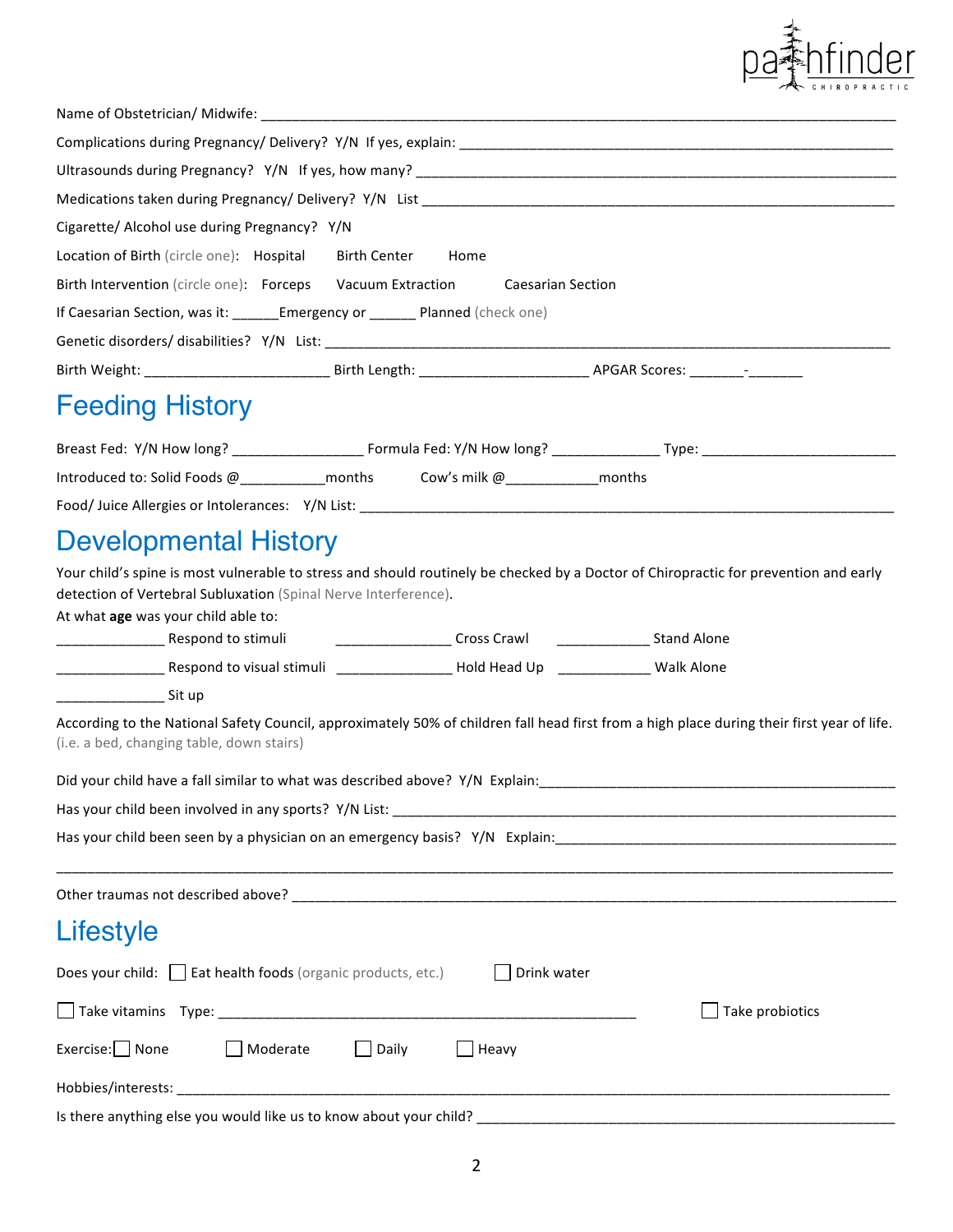Name of Obstetrician/ Midwife: ______________________________________________________________

Complications during Pregnancy/ Delivery? Y/N If yes, explain: ______________________________________________

Ultrasounds during Pregnancy? Y/N If yes, how many? ______________________________________________

Medications taken during Pregnancy/ Delivery? Y/N List ______________________________________________

Cigarette/ Alcohol use during Pregnancy? Y/N

Location of Birth (circle one): Hospital Birth Center Home

Birth Intervention (circle one): Forceps Vacuum Extraction Caesarian Section

If Caesarian Section, was it: ______Emergency or ______ Planned (check one)

Genetic disorders/ disabilities? Y/N List: ______________________________________________

Birth Weight: ______________________ Birth Length: ____________________ APGAR Scores: _______-_______

# Feeding History

Breast Fed: Y/N How long? ________________ Formula Fed: Y/N How long? _____________ Type: ________________________

Introduced to: Solid Foods @__________months Cow's milk @___________months

Food/ Juice Allergies or Intolerances: Y/N List: ______________________________________________

# Developmental History

Your child's spine is most vulnerable to stress and should routinely be checked by a Doctor of Chiropractic for prevention and early detection of Vertebral Subluxation (Spinal Nerve Interference).

At what **age** was your child able to:

_____________ Respond to stimuli _____________ Cross Crawl ____________ Stand Alone

_____________ Respond to visual stimuli _____________ Hold Head Up ____________ Walk Alone

_____________ Sit up

According to the National Safety Council, approximately 50% of children fall head first from a high place during their first year of life. (i.e. a bed, changing table, down stairs)

Did your child have a fall similar to what was described above? Y/N Explain:______________________________________________

Has your child been involved in any sports? Y/N List: ______________________________________________

Has your child been seen by a physician on an emergency basis? Y/N Explain:______________________________________________

______________________________________________________________________________________________

Other traumas not described above? ______________________________________________

# Lifestyle

Does your child: ☐ Eat health foods (organic products, etc.) ☐ Drink water

☐ Take vitamins Type: ______________________________________________ ☐ Take probiotics

Exercise: ☐ None ☐ Moderate ☐ Daily ☐ Heavy

Hobbies/interests: ______________________________________________

Is there anything else you would like us to know about your child? ______________________________________________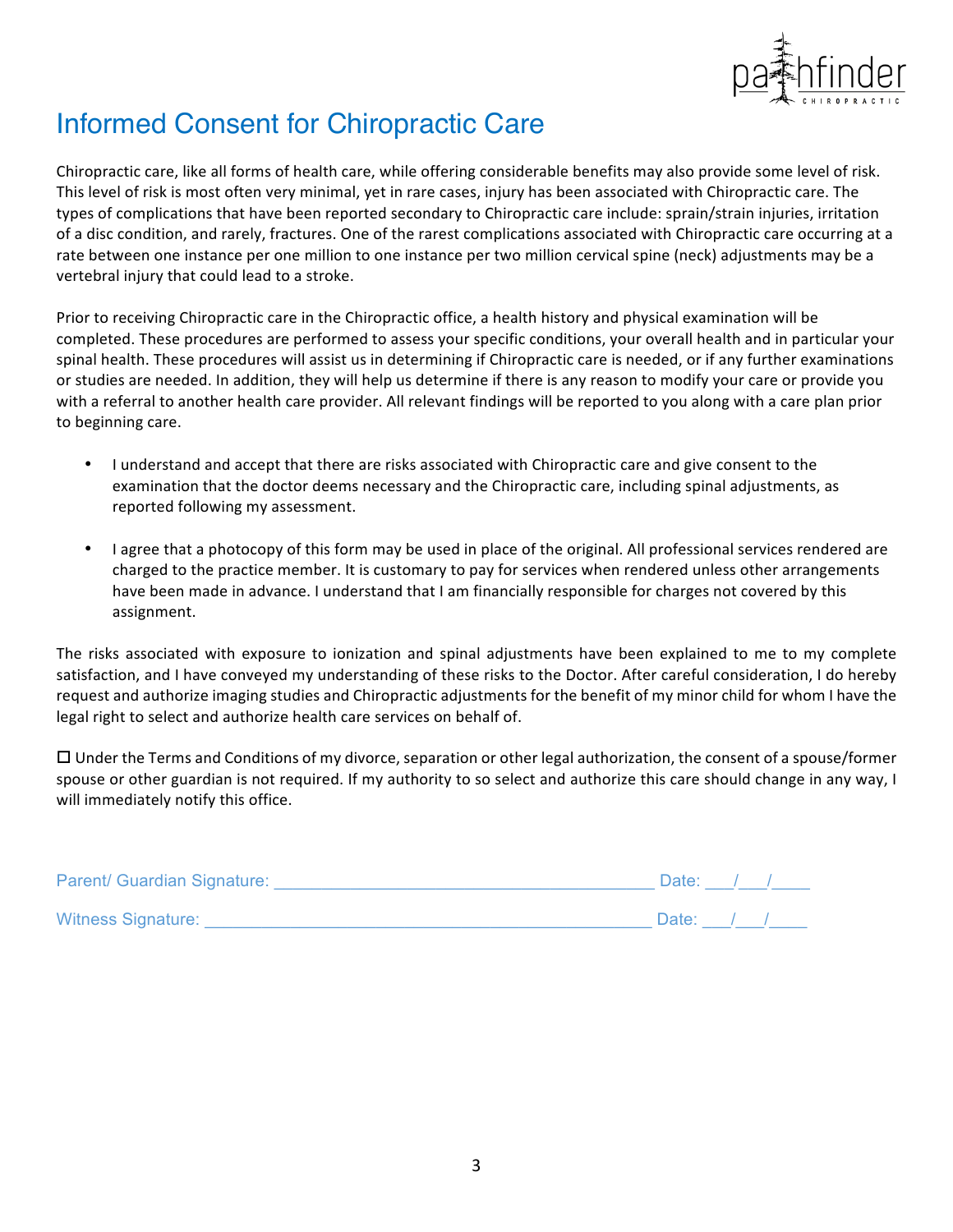# Informed Consent for Chiropractic Care

Chiropractic care, like all forms of health care, while offering considerable benefits may also provide some level of risk. This level of risk is most often very minimal, yet in rare cases, injury has been associated with Chiropractic care. The types of complications that have been reported secondary to Chiropractic care include: sprain/strain injuries, irritation of a disc condition, and rarely, fractures. One of the rarest complications associated with Chiropractic care occurring at a rate between one instance per one million to one instance per two million cervical spine (neck) adjustments may be a vertebral injury that could lead to a stroke.

Prior to receiving Chiropractic care in the Chiropractic office, a health history and physical examination will be completed. These procedures are performed to assess your specific conditions, your overall health and in particular your spinal health. These procedures will assist us in determining if Chiropractic care is needed, or if any further examinations or studies are needed. In addition, they will help us determine if there is any reason to modify your care or provide you with a referral to another health care provider. All relevant findings will be reported to you along with a care plan prior to beginning care.

- I understand and accept that there are risks associated with Chiropractic care and give consent to the examination that the doctor deems necessary and the Chiropractic care, including spinal adjustments, as reported following my assessment.

- I agree that a photocopy of this form may be used in place of the original. All professional services rendered are charged to the practice member. It is customary to pay for services when rendered unless other arrangements have been made in advance. I understand that I am financially responsible for charges not covered by this assignment.

The risks associated with exposure to ionization and spinal adjustments have been explained to me to my complete satisfaction, and I have conveyed my understanding of these risks to the Doctor. After careful consideration, I do hereby request and authorize imaging studies and Chiropractic adjustments for the benefit of my minor child for whom I have the legal right to select and authorize health care services on behalf of.

☐ Under the Terms and Conditions of my divorce, separation or other legal authorization, the consent of a spouse/former spouse or other guardian is not required. If my authority to so select and authorize this care should change in any way, I will immediately notify this office.

Parent/ Guardian Signature: ________________________________________ Date: ___/___/____

Witness Signature: ________________________________________________ Date: ___/___/____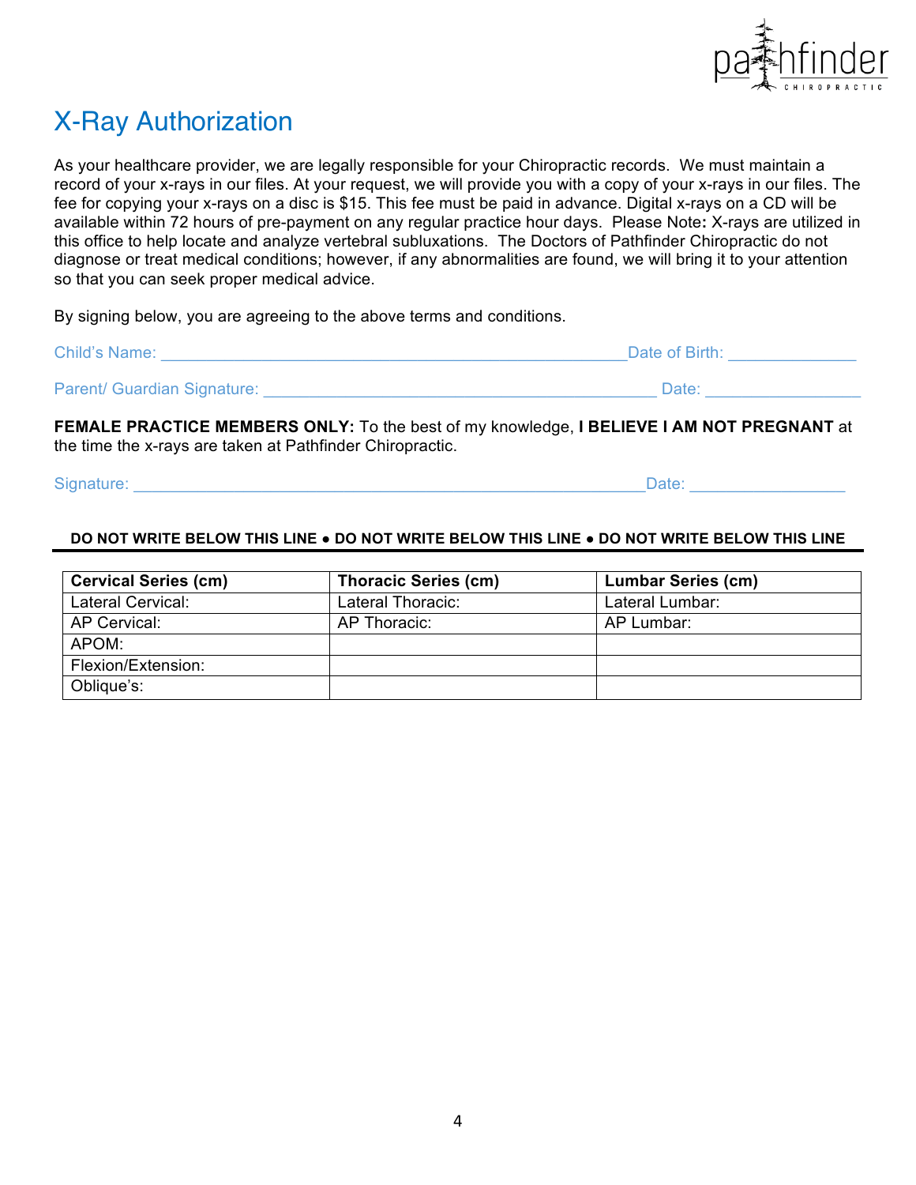# X-Ray Authorization

As your healthcare provider, we are legally responsible for your Chiropractic records. We must maintain a record of your x-rays in our files. At your request, we will provide you with a copy of your x-rays in our files. The fee for copying your x-rays on a disc is $15. This fee must be paid in advance. Digital x-rays on a CD will be available within 72 hours of pre-payment on any regular practice hour days. Please Note**:** X-rays are utilized in this office to help locate and analyze vertebral subluxations. The Doctors of Pathfinder Chiropractic do not diagnose or treat medical conditions; however, if any abnormalities are found, we will bring it to your attention so that you can seek proper medical advice.

By signing below, you are agreeing to the above terms and conditions.

Child's Name: ______________________________________________ Date of Birth: ____________

Parent/ Guardian Signature: ____________________________________ Date: _______________

**FEMALE PRACTICE MEMBERS ONLY:** To the best of my knowledge, **I BELIEVE I AM NOT PREGNANT** at the time the x-rays are taken at Pathfinder Chiropractic.

Signature: ___________________________________________________ Date: _______________

**DO NOT WRITE BELOW THIS LINE ● DO NOT WRITE BELOW THIS LINE ● DO NOT WRITE BELOW THIS LINE**

| **Cervical Series (cm)** | **Thoracic Series (cm)** | **Lumbar Series (cm)** |
|---|---|---|
| Lateral Cervical: | Lateral Thoracic: | Lateral Lumbar: |
| AP Cervical: | AP Thoracic: | AP Lumbar: |
| APOM: | | |
| Flexion/Extension: | | |
| Oblique's: | | |